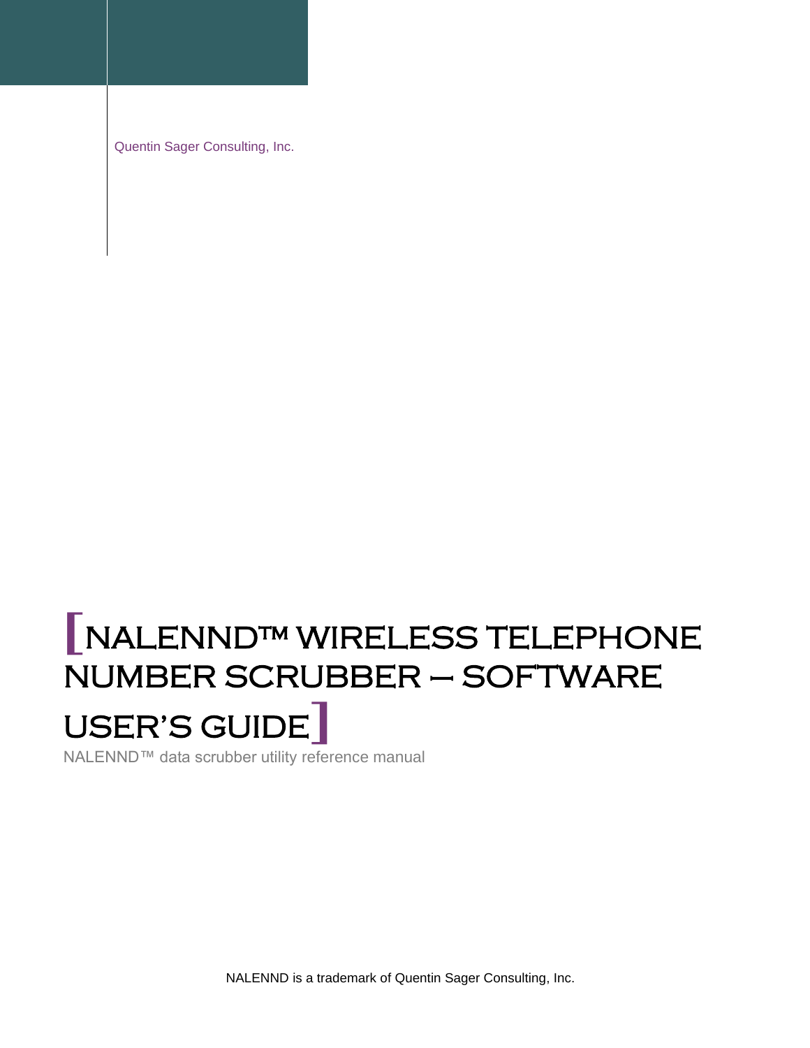Quentin Sager Consulting, Inc.

# [NALENND™ WIRELESS TELEPHONE NUMBER SCRUBBER – SOFTWARE USER'S GUIDE]

NALENND™ data scrubber utility reference manual

NALENND is a trademark of Quentin Sager Consulting, Inc.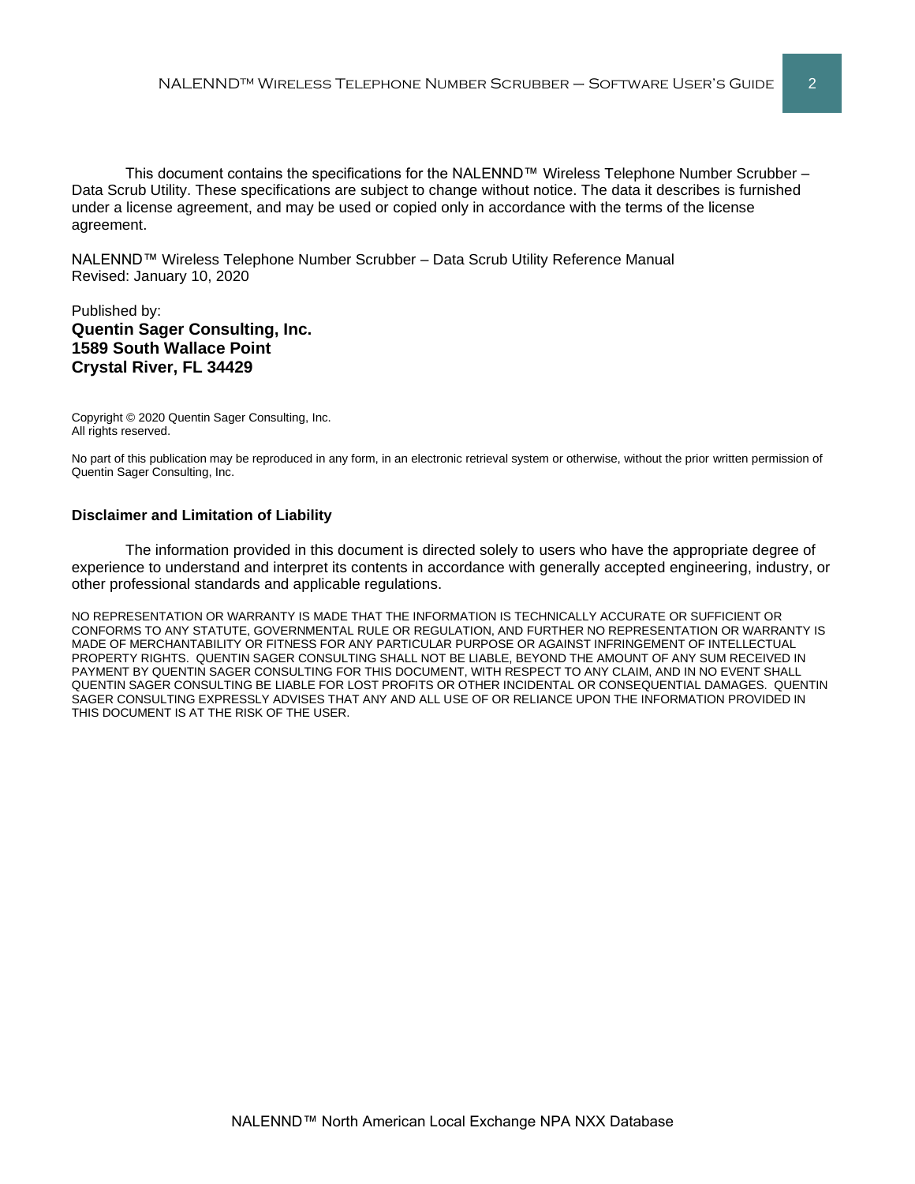This document contains the specifications for the NALENND™ Wireless Telephone Number Scrubber – Data Scrub Utility. These specifications are subject to change without notice. The data it describes is furnished under a license agreement, and may be used or copied only in accordance with the terms of the license agreement.

NALENND™ Wireless Telephone Number Scrubber – Data Scrub Utility Reference Manual
Revised: January 10, 2020

Published by:
**Quentin Sager Consulting, Inc.**
**1589 South Wallace Point**
**Crystal River, FL 34429**

Copyright © 2020 Quentin Sager Consulting, Inc.
All rights reserved.

No part of this publication may be reproduced in any form, in an electronic retrieval system or otherwise, without the prior written permission of Quentin Sager Consulting, Inc.

**Disclaimer and Limitation of Liability**

The information provided in this document is directed solely to users who have the appropriate degree of experience to understand and interpret its contents in accordance with generally accepted engineering, industry, or other professional standards and applicable regulations.

NO REPRESENTATION OR WARRANTY IS MADE THAT THE INFORMATION IS TECHNICALLY ACCURATE OR SUFFICIENT OR CONFORMS TO ANY STATUTE, GOVERNMENTAL RULE OR REGULATION, AND FURTHER NO REPRESENTATION OR WARRANTY IS MADE OF MERCHANTABILITY OR FITNESS FOR ANY PARTICULAR PURPOSE OR AGAINST INFRINGEMENT OF INTELLECTUAL PROPERTY RIGHTS. QUENTIN SAGER CONSULTING SHALL NOT BE LIABLE, BEYOND THE AMOUNT OF ANY SUM RECEIVED IN PAYMENT BY QUENTIN SAGER CONSULTING FOR THIS DOCUMENT, WITH RESPECT TO ANY CLAIM, AND IN NO EVENT SHALL QUENTIN SAGER CONSULTING BE LIABLE FOR LOST PROFITS OR OTHER INCIDENTAL OR CONSEQUENTIAL DAMAGES. QUENTIN SAGER CONSULTING EXPRESSLY ADVISES THAT ANY AND ALL USE OF OR RELIANCE UPON THE INFORMATION PROVIDED IN THIS DOCUMENT IS AT THE RISK OF THE USER.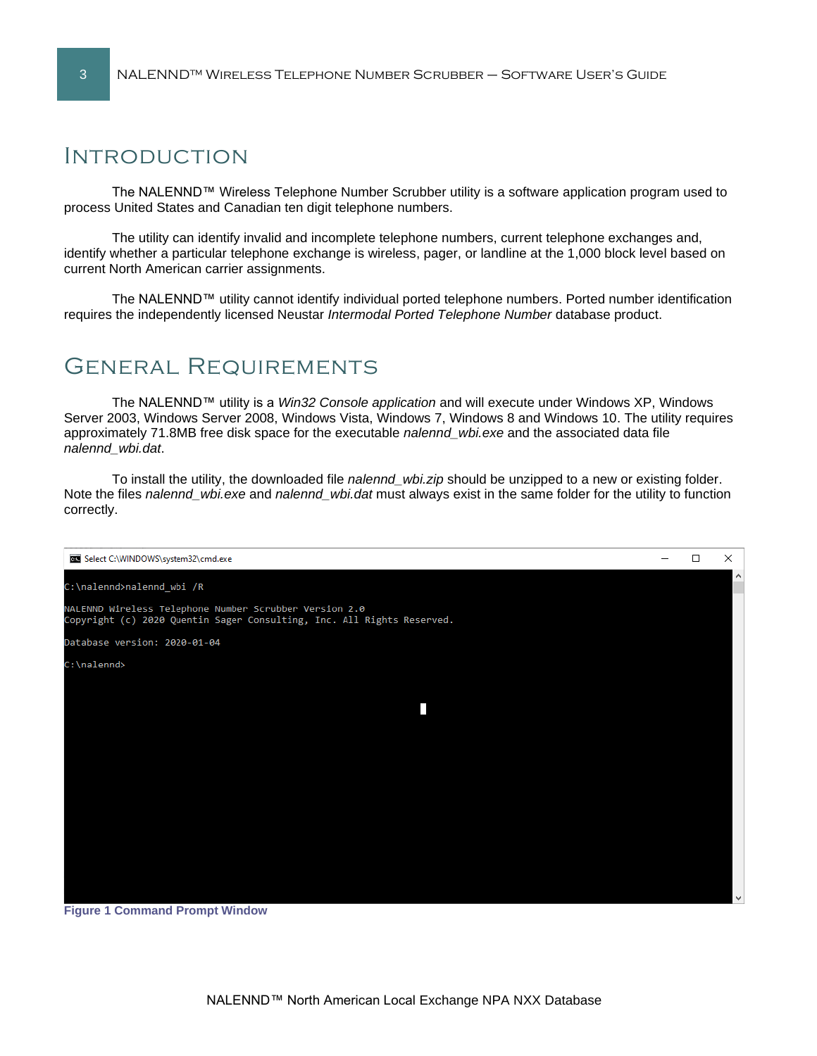# Introduction

The NALENND™ Wireless Telephone Number Scrubber utility is a software application program used to process United States and Canadian ten digit telephone numbers.

The utility can identify invalid and incomplete telephone numbers, current telephone exchanges and, identify whether a particular telephone exchange is wireless, pager, or landline at the 1,000 block level based on current North American carrier assignments.

The NALENND™ utility cannot identify individual ported telephone numbers. Ported number identification requires the independently licensed Neustar *Intermodal Ported Telephone Number* database product.

# General Requirements

The NALENND™ utility is a *Win32 Console application* and will execute under Windows XP, Windows Server 2003, Windows Server 2008, Windows Vista, Windows 7, Windows 8 and Windows 10. The utility requires approximately 71.8MB free disk space for the executable *nalennd_wbi.exe* and the associated data file *nalennd_wbi.dat*.

To install the utility, the downloaded file *nalennd_wbi.zip* should be unzipped to a new or existing folder. Note the files *nalennd_wbi.exe* and *nalennd_wbi.dat* must always exist in the same folder for the utility to function correctly.

```
C:\nalennd>nalennd_wbi /R

NALENND Wireless Telephone Number Scrubber Version 2.0
Copyright (c) 2020 Quentin Sager Consulting, Inc. All Rights Reserved.

Database version: 2020-01-04

C:\nalennd>
```

**Figure 1 Command Prompt Window**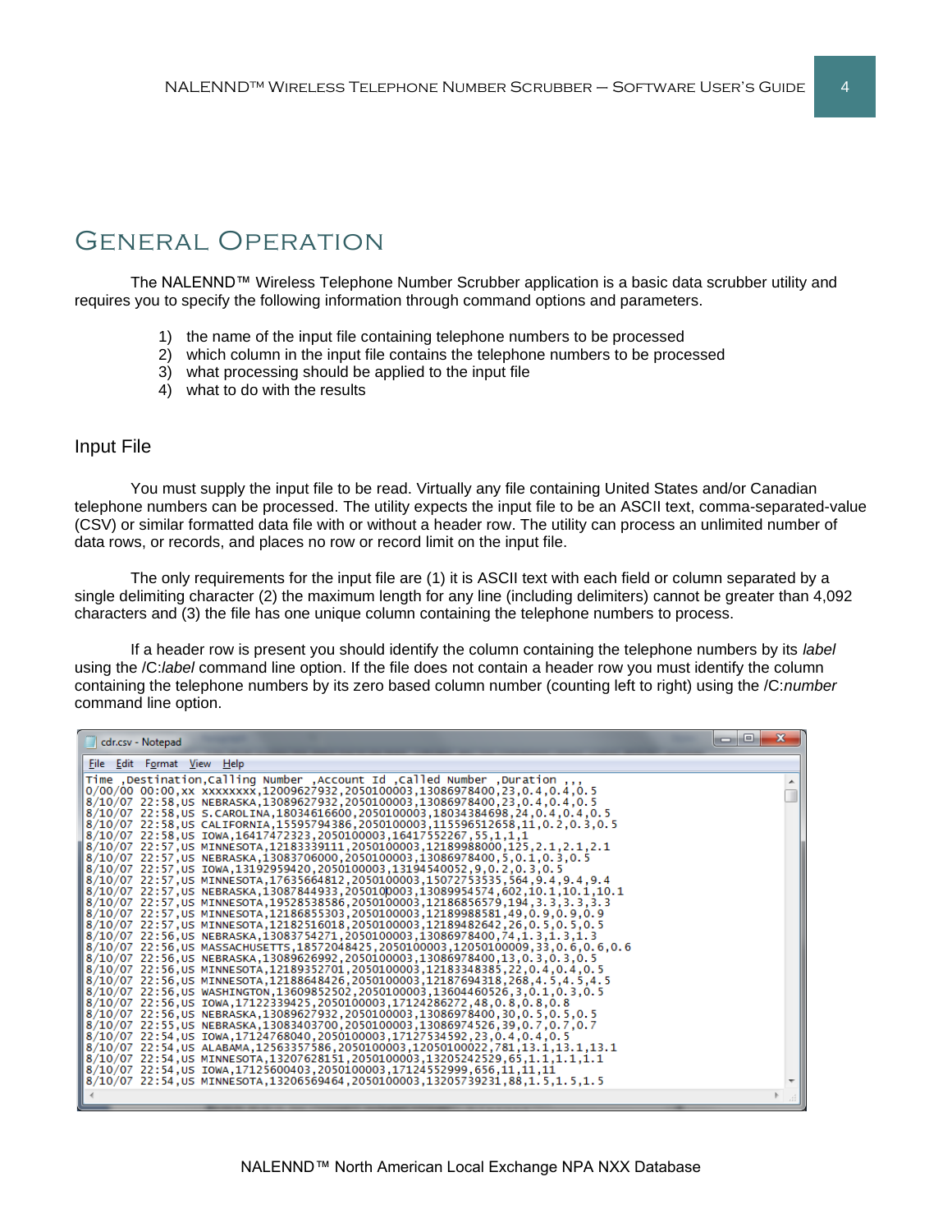# General Operation

The NALENND™ Wireless Telephone Number Scrubber application is a basic data scrubber utility and requires you to specify the following information through command options and parameters.

1) the name of the input file containing telephone numbers to be processed
2) which column in the input file contains the telephone numbers to be processed
3) what processing should be applied to the input file
4) what to do with the results

## Input File

You must supply the input file to be read. Virtually any file containing United States and/or Canadian telephone numbers can be processed. The utility expects the input file to be an ASCII text, comma-separated-value (CSV) or similar formatted data file with or without a header row. The utility can process an unlimited number of data rows, or records, and places no row or record limit on the input file.

The only requirements for the input file are (1) it is ASCII text with each field or column separated by a single delimiting character (2) the maximum length for any line (including delimiters) cannot be greater than 4,092 characters and (3) the file has one unique column containing the telephone numbers to process.

If a header row is present you should identify the column containing the telephone numbers by its *label* using the /C:*label* command line option. If the file does not contain a header row you must identify the column containing the telephone numbers by its zero based column number (counting left to right) using the /C:*number* command line option.

```
cdr.csv - Notepad
File  Edit  Format  View  Help
Time ,Destination,Calling Number ,Account Id ,Called Number ,Duration ,,,
0/00/00 00:00,xx xxxxxxxx,12009627932,2050100003,13086978400,23,0.4,0.4,0.5
8/10/07 22:58,US NEBRASKA,13089627932,2050100003,13086978400,23,0.4,0.4,0.5
8/10/07 22:58,US S.CAROLINA,18034616600,2050100003,18034384698,24,0.4,0.4,0.5
8/10/07 22:58,US CALIFORNIA,15595794386,2050100003,115596512658,11,0.2,0.3,0.5
8/10/07 22:58,US IOWA,16417472323,2050100003,16417552267,55,1,1,1
8/10/07 22:57,US MINNESOTA,12183339111,2050100003,12189988000,125,2.1,2.1,2.1
8/10/07 22:57,US NEBRASKA,13083706000,2050100003,13086978400,5,0.1,0.3,0.5
8/10/07 22:57,US IOWA,13192959420,2050100003,13194540052,9,0.2,0.3,0.5
8/10/07 22:57,US MINNESOTA,17635664812,2050100003,15072753535,564,9.4,9.4,9.4
8/10/07 22:57,US NEBRASKA,13087844933,2050100003,13089954574,602,10.1,10.1,10.1
8/10/07 22:57,US MINNESOTA,19528538586,2050100003,12186856579,194,3.3,3.3,3.3
8/10/07 22:57,US MINNESOTA,12186855303,2050100003,12189988581,49,0.9,0.9,0.9
8/10/07 22:57,US MINNESOTA,12182516018,2050100003,12189482642,26,0.5,0.5,0.5
8/10/07 22:56,US NEBRASKA,13083754271,2050100003,13086978400,74,1.3,1.3,1.3
8/10/07 22:56,US MASSACHUSETTS,18572048425,2050100003,12050100009,33,0.6,0.6,0.6
8/10/07 22:56,US NEBRASKA,13089626992,2050100003,13086978400,13,0.3,0.3,0.5
8/10/07 22:56,US MINNESOTA,12189352701,2050100003,12183348385,22,0.4,0.4,0.5
8/10/07 22:56,US MINNESOTA,12188648426,2050100003,12187694318,268,4.5,4.5,4.5
8/10/07 22:56,US WASHINGTON,13609852502,2050100003,13604460526,3,0.1,0.3,0.5
8/10/07 22:56,US IOWA,17122339425,2050100003,17124286272,48,0.8,0.8,0.8
8/10/07 22:56,US NEBRASKA,13089627932,2050100003,13086978400,30,0.5,0.5,0.5
8/10/07 22:55,US NEBRASKA,13083403700,2050100003,13086974526,39,0.7,0.7,0.7
8/10/07 22:54,US IOWA,17124768040,2050100003,17127534592,23,0.4,0.4,0.5
8/10/07 22:54,US ALABAMA,12563357586,2050100003,12050100022,781,13.1,13.1,13.1
8/10/07 22:54,US MINNESOTA,13207628151,2050100003,13205242529,65,1.1,1.1,1.1
8/10/07 22:54,US IOWA,17125600403,2050100003,17124552999,656,11,11,11
8/10/07 22:54,US MINNESOTA,13206569464,2050100003,13205739231,88,1.5,1.5,1.5
```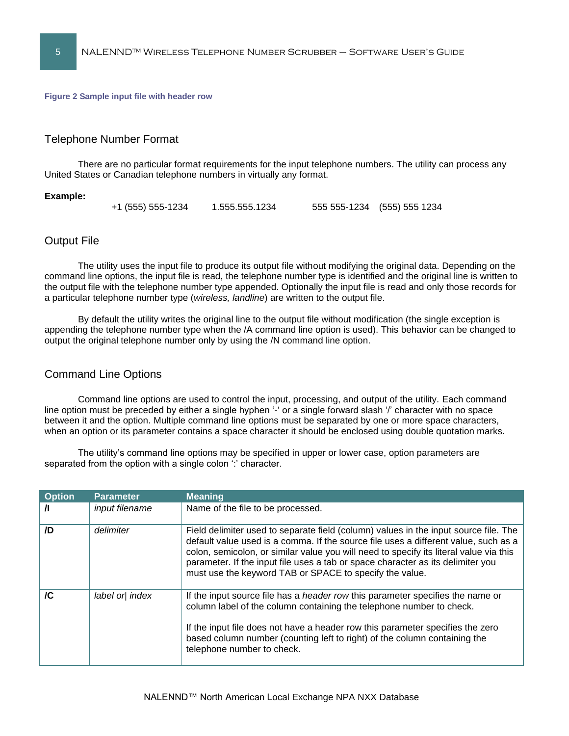**Figure 2 Sample input file with header row**

## Telephone Number Format

There are no particular format requirements for the input telephone numbers. The utility can process any United States or Canadian telephone numbers in virtually any format.

**Example:**

+1 (555) 555-1234 1.555.555.1234 555 555-1234 (555) 555 1234

## Output File

The utility uses the input file to produce its output file without modifying the original data. Depending on the command line options, the input file is read, the telephone number type is identified and the original line is written to the output file with the telephone number type appended. Optionally the input file is read and only those records for a particular telephone number type (*wireless, landline*) are written to the output file.

By default the utility writes the original line to the output file without modification (the single exception is appending the telephone number type when the /A command line option is used). This behavior can be changed to output the original telephone number only by using the /N command line option.

## Command Line Options

Command line options are used to control the input, processing, and output of the utility. Each command line option must be preceded by either a single hyphen '-' or a single forward slash '/' character with no space between it and the option. Multiple command line options must be separated by one or more space characters, when an option or its parameter contains a space character it should be enclosed using double quotation marks.

The utility's command line options may be specified in upper or lower case, option parameters are separated from the option with a single colon ':' character.

| Option | Parameter | Meaning |
|---|---|---|
| **/I** | *input filename* | Name of the file to be processed. |
| **/D** | *delimiter* | Field delimiter used to separate field (column) values in the input source file. The default value used is a comma. If the source file uses a different value, such as a colon, semicolon, or similar value you will need to specify its literal value via this parameter. If the input file uses a tab or space character as its delimiter you must use the keyword TAB or SPACE to specify the value. |
| **/C** | *label or\| index* | If the input source file has a *header row* this parameter specifies the name or column label of the column containing the telephone number to check.<br><br>If the input file does not have a header row this parameter specifies the zero based column number (counting left to right) of the column containing the telephone number to check. |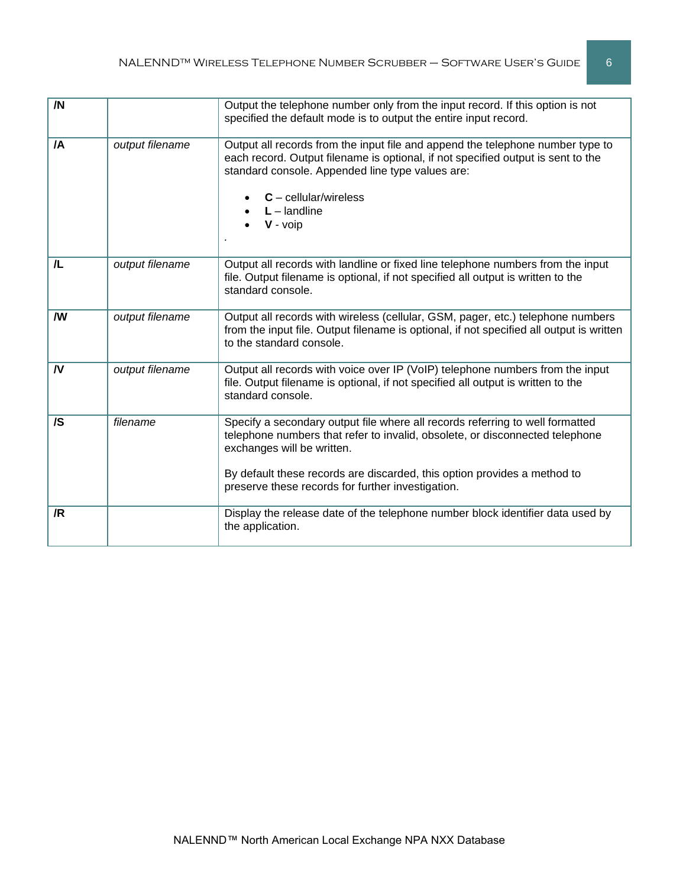| | | |
|---|---|---|
| **/N** | | Output the telephone number only from the input record. If this option is not specified the default mode is to output the entire input record. |
| **/A** | *output filename* | Output all records from the input file and append the telephone number type to each record. Output filename is optional, if not specified output is sent to the standard console. Appended line type values are:<br><br>• **C** – cellular/wireless<br>• **L** – landline<br>• **V** - voip<br>. |
| **/L** | *output filename* | Output all records with landline or fixed line telephone numbers from the input file. Output filename is optional, if not specified all output is written to the standard console. |
| **/W** | *output filename* | Output all records with wireless (cellular, GSM, pager, etc.) telephone numbers from the input file. Output filename is optional, if not specified all output is written to the standard console. |
| **/V** | *output filename* | Output all records with voice over IP (VoIP) telephone numbers from the input file. Output filename is optional, if not specified all output is written to the standard console. |
| **/S** | *filename* | Specify a secondary output file where all records referring to well formatted telephone numbers that refer to invalid, obsolete, or disconnected telephone exchanges will be written.<br><br>By default these records are discarded, this option provides a method to preserve these records for further investigation. |
| **/R** | | Display the release date of the telephone number block identifier data used by the application. |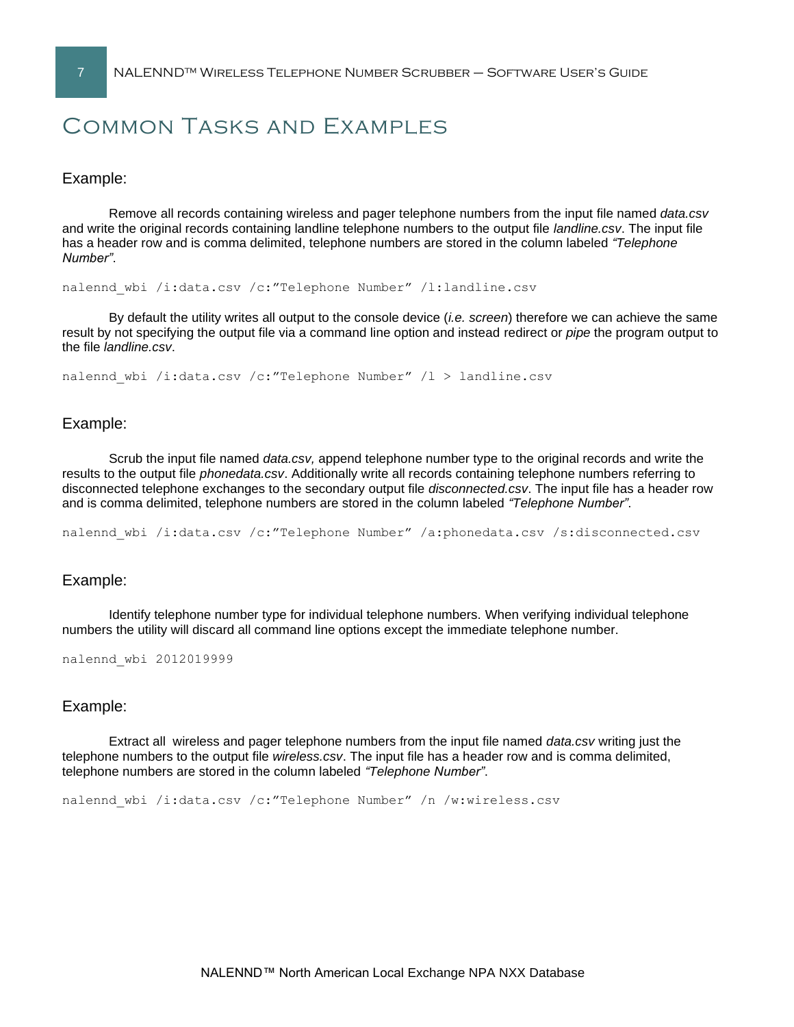# Common Tasks and Examples

## Example:

Remove all records containing wireless and pager telephone numbers from the input file named *data.csv* and write the original records containing landline telephone numbers to the output file *landline.csv*. The input file has a header row and is comma delimited, telephone numbers are stored in the column labeled *"Telephone Number"*.

```
nalennd_wbi /i:data.csv /c:"Telephone Number" /l:landline.csv
```

By default the utility writes all output to the console device (*i.e. screen*) therefore we can achieve the same result by not specifying the output file via a command line option and instead redirect or *pipe* the program output to the file *landline.csv*.

```
nalennd_wbi /i:data.csv /c:"Telephone Number" /l > landline.csv
```

## Example:

Scrub the input file named *data.csv,* append telephone number type to the original records and write the results to the output file *phonedata.csv*. Additionally write all records containing telephone numbers referring to disconnected telephone exchanges to the secondary output file *disconnected.csv*. The input file has a header row and is comma delimited, telephone numbers are stored in the column labeled *"Telephone Number"*.

```
nalennd_wbi /i:data.csv /c:"Telephone Number" /a:phonedata.csv /s:disconnected.csv
```

## Example:

Identify telephone number type for individual telephone numbers. When verifying individual telephone numbers the utility will discard all command line options except the immediate telephone number.

```
nalennd_wbi 2012019999
```

## Example:

Extract all wireless and pager telephone numbers from the input file named *data.csv* writing just the telephone numbers to the output file *wireless.csv*. The input file has a header row and is comma delimited, telephone numbers are stored in the column labeled *"Telephone Number"*.

```
nalennd_wbi /i:data.csv /c:"Telephone Number" /n /w:wireless.csv
```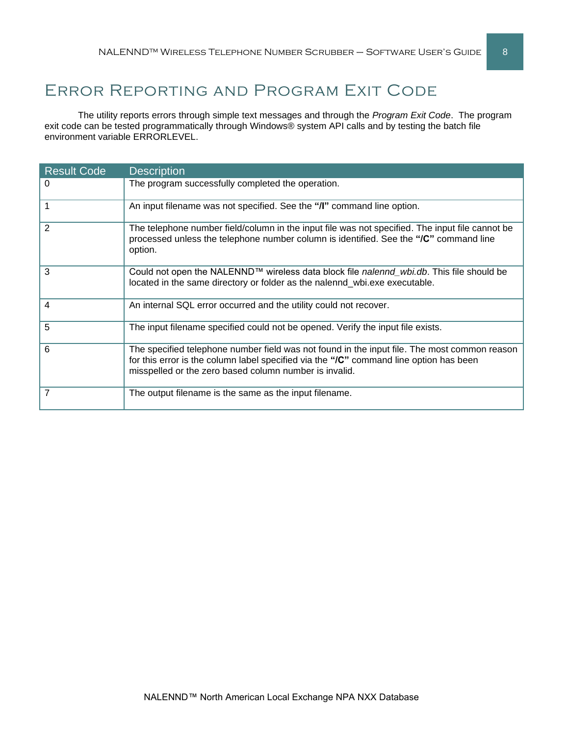# Error Reporting and Program Exit Code

The utility reports errors through simple text messages and through the *Program Exit Code*. The program exit code can be tested programmatically through Windows® system API calls and by testing the batch file environment variable ERRORLEVEL.

| Result Code | Description |
| --- | --- |
| 0 | The program successfully completed the operation. |
| 1 | An input filename was not specified. See the **"/I"** command line option. |
| 2 | The telephone number field/column in the input file was not specified. The input file cannot be processed unless the telephone number column is identified. See the **"/C"** command line option. |
| 3 | Could not open the NALENND™ wireless data block file *nalennd_wbi.db*. This file should be located in the same directory or folder as the nalennd_wbi.exe executable. |
| 4 | An internal SQL error occurred and the utility could not recover. |
| 5 | The input filename specified could not be opened. Verify the input file exists. |
| 6 | The specified telephone number field was not found in the input file. The most common reason for this error is the column label specified via the **"/C"** command line option has been misspelled or the zero based column number is invalid. |
| 7 | The output filename is the same as the input filename. |